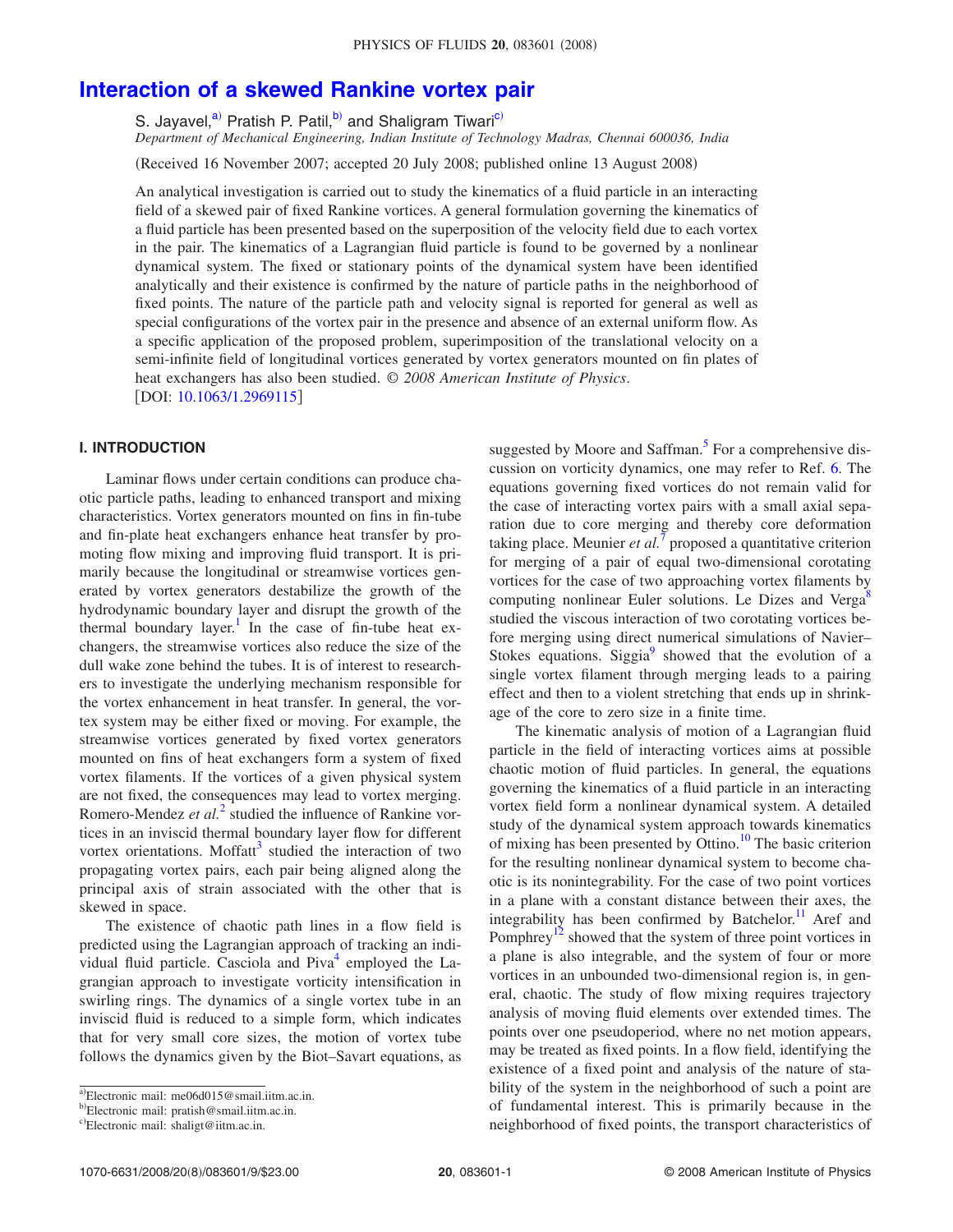# Interaction of a skewed Rankine vortex pair

S. Jayavel,[a] Pratish P. Patil,[b] and Shaligram Tiwari[c]

*Department of Mechanical Engineering, Indian Institute of Technology Madras, Chennai 600036, India*

(Received 16 November 2007; accepted 20 July 2008; published online 13 August 2008)

An analytical investigation is carried out to study the kinematics of a fluid particle in an interacting field of a skewed pair of fixed Rankine vortices. A general formulation governing the kinematics of a fluid particle has been presented based on the superposition of the velocity field due to each vortex in the pair. The kinematics of a Lagrangian fluid particle is found to be governed by a nonlinear dynamical system. The fixed or stationary points of the dynamical system have been identified analytically and their existence is confirmed by the nature of particle paths in the neighborhood of fixed points. The nature of the particle path and velocity signal is reported for general as well as special configurations of the vortex pair in the presence and absence of an external uniform flow. As a specific application of the proposed problem, superimposition of the translational velocity on a semi-infinite field of longitudinal vortices generated by vortex generators mounted on fin plates of heat exchangers has also been studied. © *2008 American Institute of Physics*. [DOI: 10.1063/1.2969115]

## I. INTRODUCTION

Laminar flows under certain conditions can produce chaotic particle paths, leading to enhanced transport and mixing characteristics. Vortex generators mounted on fins in fin-tube and fin-plate heat exchangers enhance heat transfer by promoting flow mixing and improving fluid transport. It is primarily because the longitudinal or streamwise vortices generated by vortex generators destabilize the growth of the hydrodynamic boundary layer and disrupt the growth of the thermal boundary layer.[1] In the case of fin-tube heat exchangers, the streamwise vortices also reduce the size of the dull wake zone behind the tubes. It is of interest to researchers to investigate the underlying mechanism responsible for the vortex enhancement in heat transfer. In general, the vortex system may be either fixed or moving. For example, the streamwise vortices generated by fixed vortex generators mounted on fins of heat exchangers form a system of fixed vortex filaments. If the vortices of a given physical system are not fixed, the consequences may lead to vortex merging. Romero-Mendez *et al.*[2] studied the influence of Rankine vortices in an inviscid thermal boundary layer flow for different vortex orientations. Moffatt[3] studied the interaction of two propagating vortex pairs, each pair being aligned along the principal axis of strain associated with the other that is skewed in space.

The existence of chaotic path lines in a flow field is predicted using the Lagrangian approach of tracking an individual fluid particle. Casciola and Piva[4] employed the Lagrangian approach to investigate vorticity intensification in swirling rings. The dynamics of a single vortex tube in an inviscid fluid is reduced to a simple form, which indicates that for very small core sizes, the motion of vortex tube follows the dynamics given by the Biot–Savart equations, as suggested by Moore and Saffman.[5] For a comprehensive discussion on vorticity dynamics, one may refer to Ref. 6. The equations governing fixed vortices do not remain valid for the case of interacting vortex pairs with a small axial separation due to core merging and thereby core deformation taking place. Meunier *et al.*[7] proposed a quantitative criterion for merging of a pair of equal two-dimensional corotating vortices for the case of two approaching vortex filaments by computing nonlinear Euler solutions. Le Dizes and Verga[8] studied the viscous interaction of two corotating vortices before merging using direct numerical simulations of Navier–Stokes equations. Siggia[9] showed that the evolution of a single vortex filament through merging leads to a pairing effect and then to a violent stretching that ends up in shrinkage of the core to zero size in a finite time.

The kinematic analysis of motion of a Lagrangian fluid particle in the field of interacting vortices aims at possible chaotic motion of fluid particles. In general, the equations governing the kinematics of a fluid particle in an interacting vortex field form a nonlinear dynamical system. A detailed study of the dynamical system approach towards kinematics of mixing has been presented by Ottino.[10] The basic criterion for the resulting nonlinear dynamical system to become chaotic is its nonintegrability. For the case of two point vortices in a plane with a constant distance between their axes, the integrability has been confirmed by Batchelor.[11] Aref and Pomphrey[12] showed that the system of three point vortices in a plane is also integrable, and the system of four or more vortices in an unbounded two-dimensional region is, in general, chaotic. The study of flow mixing requires trajectory analysis of moving fluid elements over extended times. The points over one pseudoperiod, where no net motion appears, may be treated as fixed points. In a flow field, identifying the existence of a fixed point and analysis of the nature of stability of the system in the neighborhood of such a point are of fundamental interest. This is primarily because in the neighborhood of fixed points, the transport characteristics of

[a]Electronic mail: me06d015@smail.iitm.ac.in.
[b]Electronic mail: pratish@smail.iitm.ac.in.
[c]Electronic mail: shaligt@iitm.ac.in.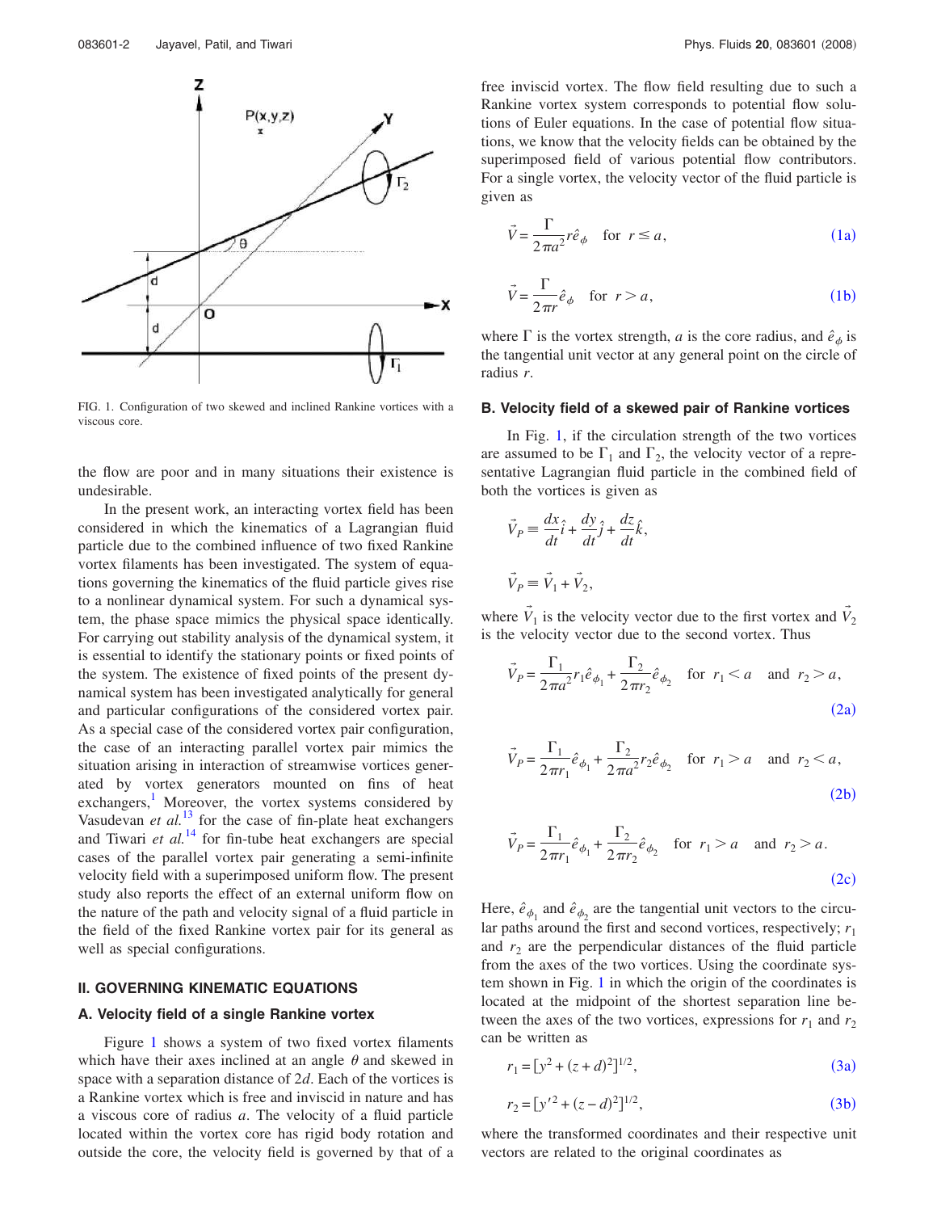FIG. 1. Configuration of two skewed and inclined Rankine vortices with a viscous core.

the flow are poor and in many situations their existence is undesirable.

In the present work, an interacting vortex field has been considered in which the kinematics of a Lagrangian fluid particle due to the combined influence of two fixed Rankine vortex filaments has been investigated. The system of equations governing the kinematics of the fluid particle gives rise to a nonlinear dynamical system. For such a dynamical system, the phase space mimics the physical space identically. For carrying out stability analysis of the dynamical system, it is essential to identify the stationary points or fixed points of the system. The existence of fixed points of the present dynamical system has been investigated analytically for general and particular configurations of the considered vortex pair. As a special case of the considered vortex pair configuration, the case of an interacting parallel vortex pair mimics the situation arising in interaction of streamwise vortices generated by vortex generators mounted on fins of heat exchangers.[1] Moreover, the vortex systems considered by Vasudevan *et al.*[13] for the case of fin-plate heat exchangers and Tiwari *et al.*[14] for fin-tube heat exchangers are special cases of the parallel vortex pair generating a semi-infinite velocity field with a superimposed uniform flow. The present study also reports the effect of an external uniform flow on the nature of the path and velocity signal of a fluid particle in the field of the fixed Rankine vortex pair for its general as well as special configurations.

## II. GOVERNING KINEMATIC EQUATIONS

### A. Velocity field of a single Rankine vortex

Figure 1 shows a system of two fixed vortex filaments which have their axes inclined at an angle $\theta$ and skewed in space with a separation distance of $2d$. Each of the vortices is a Rankine vortex which is free and inviscid in nature and has a viscous core of radius $a$. The velocity of a fluid particle located within the vortex core has rigid body rotation and outside the core, the velocity field is governed by that of a free inviscid vortex. The flow field resulting due to such a Rankine vortex system corresponds to potential flow solutions of Euler equations. In the case of potential flow situations, we know that the velocity fields can be obtained by the superimposed field of various potential flow contributors. For a single vortex, the velocity vector of the fluid particle is given as

$$\vec{V} = \frac{\Gamma}{2\pi a^2} r \hat{e}_\phi \quad \text{for } r \le a, \tag{1a}$$

$$\vec{V} = \frac{\Gamma}{2\pi r} \hat{e}_\phi \quad \text{for } r > a, \tag{1b}$$

where $\Gamma$ is the vortex strength, $a$ is the core radius, and $\hat{e}_\phi$ is the tangential unit vector at any general point on the circle of radius $r$.

### B. Velocity field of a skewed pair of Rankine vortices

In Fig. 1, if the circulation strength of the two vortices are assumed to be $\Gamma_1$ and $\Gamma_2$, the velocity vector of a representative Lagrangian fluid particle in the combined field of both the vortices is given as

$$\vec{V}_P \equiv \frac{dx}{dt}\hat{i} + \frac{dy}{dt}\hat{j} + \frac{dz}{dt}\hat{k},$$

$$\vec{V}_P \equiv \vec{V}_1 + \vec{V}_2,$$

where $\vec{V}_1$ is the velocity vector due to the first vortex and $\vec{V}_2$ is the velocity vector due to the second vortex. Thus

$$\vec{V}_P = \frac{\Gamma_1}{2\pi a^2} r_1 \hat{e}_{\phi_1} + \frac{\Gamma_2}{2\pi r_2} \hat{e}_{\phi_2} \quad \text{for } r_1 < a \text{ and } r_2 > a, \tag{2a}$$

$$\vec{V}_P = \frac{\Gamma_1}{2\pi r_1} \hat{e}_{\phi_1} + \frac{\Gamma_2}{2\pi a^2} r_2 \hat{e}_{\phi_2} \quad \text{for } r_1 > a \text{ and } r_2 < a, \tag{2b}$$

$$\vec{V}_P = \frac{\Gamma_1}{2\pi r_1} \hat{e}_{\phi_1} + \frac{\Gamma_2}{2\pi r_2} \hat{e}_{\phi_2} \quad \text{for } r_1 > a \text{ and } r_2 > a. \tag{2c}$$

Here, $\hat{e}_{\phi_1}$ and $\hat{e}_{\phi_2}$ are the tangential unit vectors to the circular paths around the first and second vortices, respectively; $r_1$ and $r_2$ are the perpendicular distances of the fluid particle from the axes of the two vortices. Using the coordinate system shown in Fig. 1 in which the origin of the coordinates is located at the midpoint of the shortest separation line between the axes of the two vortices, expressions for $r_1$ and $r_2$ can be written as

$$r_1 = [y^2 + (z+d)^2]^{1/2}, \tag{3a}$$

$$r_2 = [y'^2 + (z-d)^2]^{1/2}, \tag{3b}$$

where the transformed coordinates and their respective unit vectors are related to the original coordinates as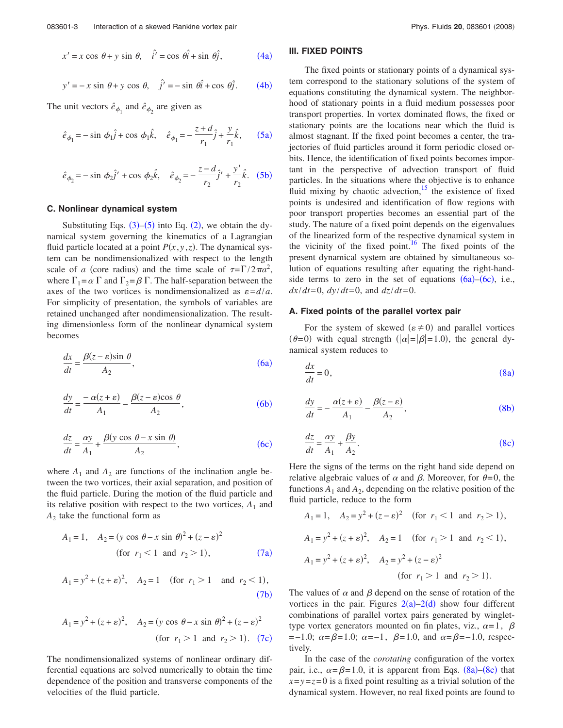$$x' = x\cos\theta + y\sin\theta, \quad \hat{i}' = \cos\theta\hat{i} + \sin\theta\hat{j}, \tag{4a}$$

$$y' = -x\sin\theta + y\cos\theta, \quad \hat{j}' = -\sin\theta\hat{i} + \cos\theta\hat{j}. \tag{4b}$$

The unit vectors $\hat{e}_{\phi_1}$ and $\hat{e}_{\phi_2}$ are given as

$$\hat{e}_{\phi_1} = -\sin\phi_1\hat{j} + \cos\phi_1\hat{k}, \quad \hat{e}_{\phi_1} = -\frac{z+d}{r_1}\hat{j} + \frac{y}{r_1}\hat{k}, \tag{5a}$$

$$\hat{e}_{\phi_2} = -\sin\phi_2\hat{j}' + \cos\phi_2\hat{k}, \quad \hat{e}_{\phi_2} = -\frac{z-d}{r_2}\hat{j}' + \frac{y'}{r_2}\hat{k}. \tag{5b}$$

### C. Nonlinear dynamical system

Substituting Eqs. (3)–(5) into Eq. (2), we obtain the dynamical system governing the kinematics of a Lagrangian fluid particle located at a point $P(x,y,z)$. The dynamical system can be nondimensionalized with respect to the length scale of $a$ (core radius) and the time scale of $\tau = \Gamma/2\pi a^2$, where $\Gamma_1 = \alpha\Gamma$ and $\Gamma_2 = \beta\Gamma$. The half-separation between the axes of the two vortices is nondimensionalized as $\varepsilon = d/a$. For simplicity of presentation, the symbols of variables are retained unchanged after nondimensionalization. The resulting dimensionless form of the nonlinear dynamical system becomes

$$\frac{dx}{dt} = \frac{\beta(z-\varepsilon)\sin\theta}{A_2}, \tag{6a}$$

$$\frac{dy}{dt} = \frac{-\alpha(z+\varepsilon)}{A_1} - \frac{\beta(z-\varepsilon)\cos\theta}{A_2}, \tag{6b}$$

$$\frac{dz}{dt} = \frac{\alpha y}{A_1} + \frac{\beta(y\cos\theta - x\sin\theta)}{A_2}, \tag{6c}$$

where $A_1$ and $A_2$ are functions of the inclination angle between the two vortices, their axial separation, and position of the fluid particle. During the motion of the fluid particle and its relative position with respect to the two vortices, $A_1$ and $A_2$ take the functional form as

$$A_1 = 1, \quad A_2 = (y\cos\theta - x\sin\theta)^2 + (z-\varepsilon)^2 \quad (\text{for } r_1 < 1 \text{ and } r_2 > 1), \tag{7a}$$

$$A_1 = y^2 + (z+\varepsilon)^2, \quad A_2 = 1 \quad (\text{for } r_1 > 1 \text{ and } r_2 < 1), \tag{7b}$$

$$A_1 = y^2 + (z+\varepsilon)^2, \quad A_2 = (y\cos\theta - x\sin\theta)^2 + (z-\varepsilon)^2 \quad (\text{for } r_1 > 1 \text{ and } r_2 > 1). \tag{7c}$$

The nondimensionalized systems of nonlinear ordinary differential equations are solved numerically to obtain the time dependence of the position and transverse components of the velocities of the fluid particle.

## III. FIXED POINTS

The fixed points or stationary points of a dynamical system correspond to the stationary solutions of the system of equations constituting the dynamical system. The neighborhood of stationary points in a fluid medium possesses poor transport properties. In vortex dominated flows, the fixed or stationary points are the locations near which the fluid is almost stagnant. If the fixed point becomes a center, the trajectories of fluid particles around it form periodic closed orbits. Hence, the identification of fixed points becomes important in the perspective of advection transport of fluid particles. In the situations where the objective is to enhance fluid mixing by chaotic advection,[15] the existence of fixed points is undesired and identification of flow regions with poor transport properties becomes an essential part of the study. The nature of a fixed point depends on the eigenvalues of the linearized form of the respective dynamical system in the vicinity of the fixed point.[16] The fixed points of the present dynamical system are obtained by simultaneous solution of equations resulting after equating the right-hand-side terms to zero in the set of equations (6a)–(6c), i.e., $dx/dt=0$, $dy/dt=0$, and $dz/dt=0$.

### A. Fixed points of the parallel vortex pair

For the system of skewed ($\varepsilon \neq 0$) and parallel vortices ($\theta=0$) with equal strength ($|\alpha|=|\beta|=1.0$), the general dynamical system reduces to

$$\frac{dx}{dt} = 0, \tag{8a}$$

$$\frac{dy}{dt} = -\frac{\alpha(z+\varepsilon)}{A_1} - \frac{\beta(z-\varepsilon)}{A_2}, \tag{8b}$$

$$\frac{dz}{dt} = \frac{\alpha y}{A_1} + \frac{\beta y}{A_2}. \tag{8c}$$

Here the signs of the terms on the right hand side depend on relative algebraic values of $\alpha$ and $\beta$. Moreover, for $\theta=0$, the functions $A_1$ and $A_2$, depending on the relative position of the fluid particle, reduce to the form

$$A_1 = 1, \quad A_2 = y^2 + (z-\varepsilon)^2 \quad (\text{for } r_1 < 1 \text{ and } r_2 > 1),$$

$$A_1 = y^2 + (z+\varepsilon)^2, \quad A_2 = 1 \quad (\text{for } r_1 > 1 \text{ and } r_2 < 1),$$

$$A_1 = y^2 + (z+\varepsilon)^2, \quad A_2 = y^2 + (z-\varepsilon)^2 \quad (\text{for } r_1 > 1 \text{ and } r_2 > 1).$$

The values of $\alpha$ and $\beta$ depend on the sense of rotation of the vortices in the pair. Figures 2(a)–2(d) show four different combinations of parallel vortex pairs generated by winglet-type vortex generators mounted on fin plates, viz., $\alpha=1$, $\beta=-1.0$; $\alpha=\beta=1.0$; $\alpha=-1$, $\beta=1.0$, and $\alpha=\beta=-1.0$, respectively.

In the case of the *corotating* configuration of the vortex pair, i.e., $\alpha=\beta=1.0$, it is apparent from Eqs. (8a)–(8c) that $x=y=z=0$ is a fixed point resulting as a trivial solution of the dynamical system. However, no real fixed points are found to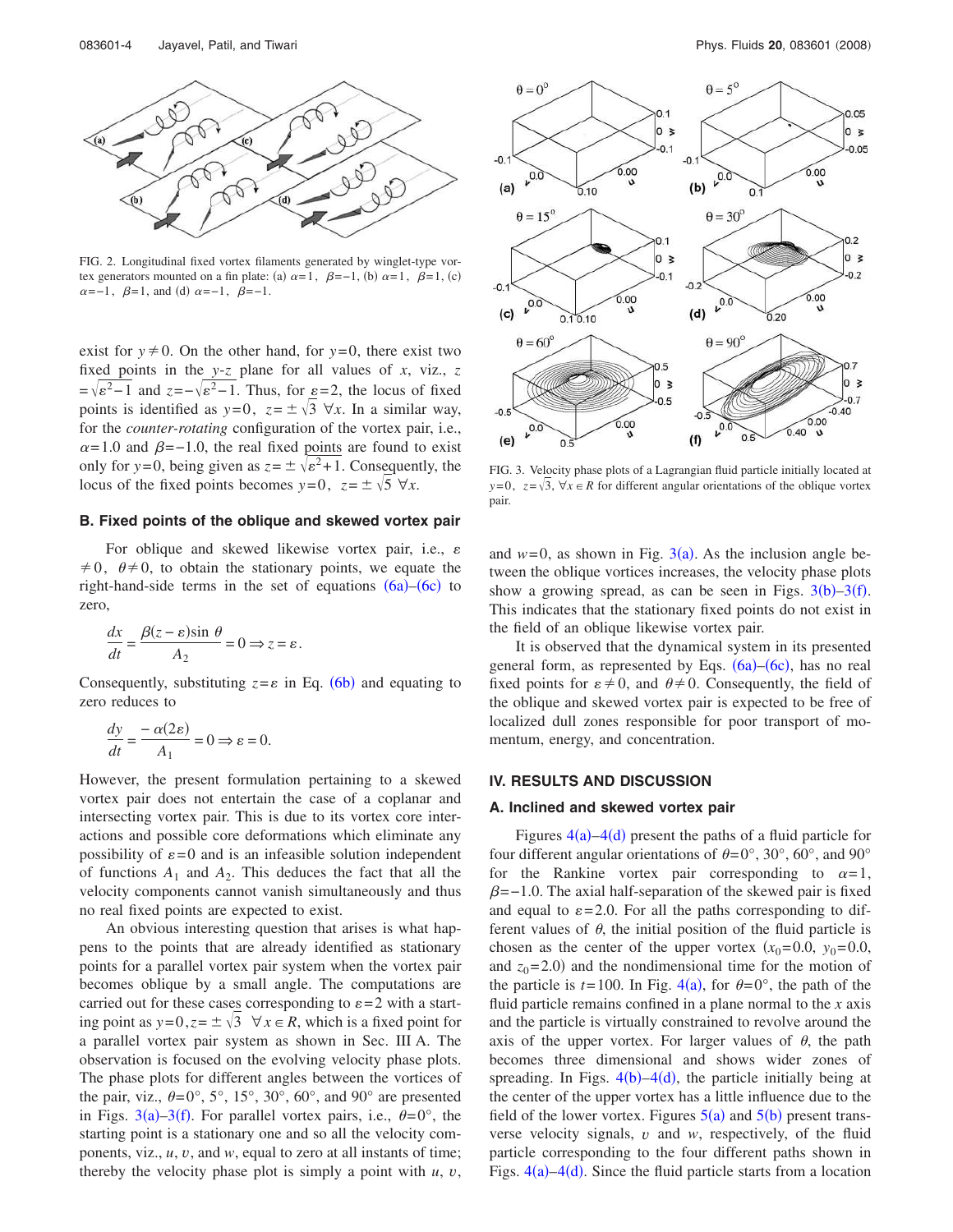FIG. 2. Longitudinal fixed vortex filaments generated by winglet-type vortex generators mounted on a fin plate: (a) $\alpha=1$, $\beta=-1$, (b) $\alpha=1$, $\beta=1$, (c) $\alpha=-1$, $\beta=1$, and (d) $\alpha=-1$, $\beta=-1$.

exist for $y \neq 0$. On the other hand, for $y=0$, there exist two fixed points in the $y$-$z$ plane for all values of $x$, viz., $z=\sqrt{\varepsilon^2-1}$ and $z=-\sqrt{\varepsilon^2-1}$. Thus, for $\varepsilon=2$, the locus of fixed points is identified as $y=0$, $z=\pm\sqrt{3}\ \forall x$. In a similar way, for the *counter-rotating* configuration of the vortex pair, i.e., $\alpha=1.0$ and $\beta=-1.0$, the real fixed points are found to exist only for $y=0$, being given as $z=\pm\sqrt{\varepsilon^2+1}$. Consequently, the locus of the fixed points becomes $y=0$, $z=\pm\sqrt{5}\ \forall x$.

### B. Fixed points of the oblique and skewed vortex pair

For oblique and skewed likewise vortex pair, i.e., $\varepsilon \neq 0$, $\theta \neq 0$, to obtain the stationary points, we equate the right-hand-side terms in the set of equations (6a)–(6c) to zero,

$$\frac{dx}{dt} = \frac{\beta(z-\varepsilon)\sin\theta}{A_2} = 0 \Rightarrow z = \varepsilon.$$

Consequently, substituting $z=\varepsilon$ in Eq. (6b) and equating to zero reduces to

$$\frac{dy}{dt} = \frac{-\alpha(2\varepsilon)}{A_1} = 0 \Rightarrow \varepsilon = 0.$$

However, the present formulation pertaining to a skewed vortex pair does not entertain the case of a coplanar and intersecting vortex pair. This is due to its vortex core interactions and possible core deformations which eliminate any possibility of $\varepsilon=0$ and is an infeasible solution independent of functions $A_1$ and $A_2$. This deduces the fact that all the velocity components cannot vanish simultaneously and thus no real fixed points are expected to exist.

An obvious interesting question that arises is what happens to the points that are already identified as stationary points for a parallel vortex pair system when the vortex pair becomes oblique by a small angle. The computations are carried out for these cases corresponding to $\varepsilon=2$ with a starting point as $y=0, z=\pm\sqrt{3}\ \ \forall x \in R$, which is a fixed point for a parallel vortex pair system as shown in Sec. III A. The observation is focused on the evolving velocity phase plots. The phase plots for different angles between the vortices of the pair, viz., $\theta=0°$, 5°, 15°, 30°, 60°, and 90° are presented in Figs. 3(a)–3(f). For parallel vortex pairs, i.e., $\theta=0°$, the starting point is a stationary one and so all the velocity components, viz., $u$, $v$, and $w$, equal to zero at all instants of time; thereby the velocity phase plot is simply a point with $u$, $v$, and $w=0$, as shown in Fig. 3(a). As the inclusion angle between the vortices increases, the velocity phase plots show a growing spread, as can be seen in Figs. 3(b)–3(f). This indicates that the stationary fixed points do not exist in the field of an oblique likewise vortex pair.

FIG. 3. Velocity phase plots of a Lagrangian fluid particle initially located at $y=0$, $z=\sqrt{3}$, $\forall x \in R$ for different angular orientations of the oblique vortex pair.

It is observed that the dynamical system in its presented general form, as represented by Eqs. (6a)–(6c), has no real fixed points for $\varepsilon \neq 0$, and $\theta \neq 0$. Consequently, the field of the oblique and skewed vortex pair is expected to be free of localized dull zones responsible for poor transport of momentum, energy, and concentration.

## IV. RESULTS AND DISCUSSION

### A. Inclined and skewed vortex pair

Figures 4(a)–4(d) present the paths of a fluid particle for four different angular orientations of $\theta=0°$, 30°, 60°, and 90° for the Rankine vortex pair corresponding to $\alpha=1$, $\beta=-1.0$. The axial half-separation of the skewed pair is fixed and equal to $\varepsilon=2.0$. For all the paths corresponding to different values of $\theta$, the initial position of the fluid particle is chosen as the center of the upper vortex ($x_0=0.0$, $y_0=0.0$, and $z_0=2.0$) and the nondimensional time for the motion of the particle is $t=100$. In Fig. 4(a), for $\theta=0°$, the path of the fluid particle remains confined in a plane normal to the $x$ axis and the particle is virtually constrained to revolve around the axis of the upper vortex. For larger values of $\theta$, the path becomes three dimensional and shows wider zones of spreading. In Figs. 4(b)–4(d), the particle initially being at the center of the upper vortex has a little influence due to the field of the lower vortex. Figures 5(a) and 5(b) present transverse velocity signals, $v$ and $w$, respectively, of the fluid particle corresponding to the four different paths shown in Figs. 4(a)–4(d). Since the fluid particle starts from a location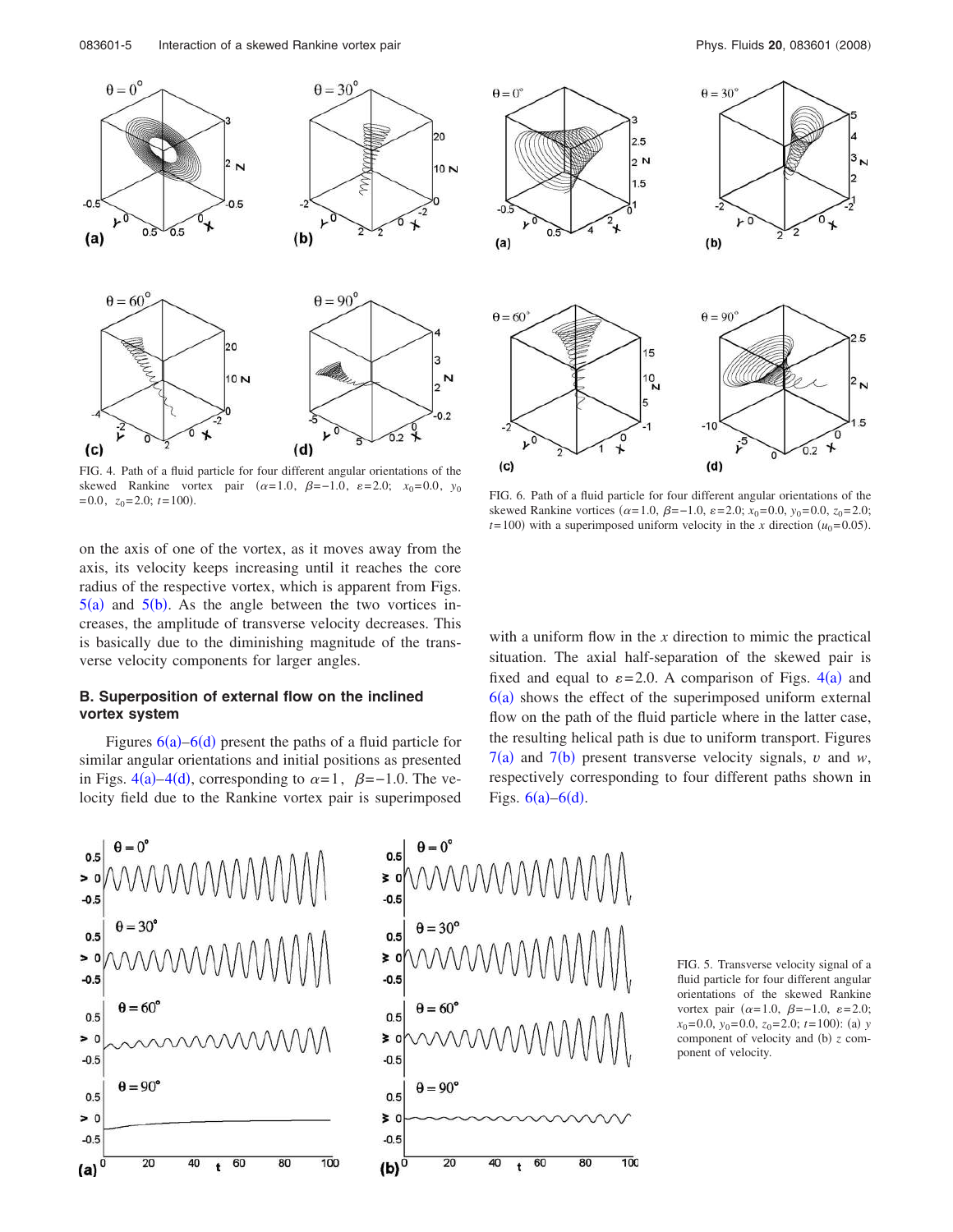FIG. 4. Path of a fluid particle for four different angular orientations of the skewed Rankine vortex pair ($\alpha=1.0$, $\beta=-1.0$, $\varepsilon=2.0$; $x_0=0.0$, $y_0=0.0$, $z_0=2.0$; $t=100$).

FIG. 6. Path of a fluid particle for four different angular orientations of the skewed Rankine vortices ($\alpha=1.0$, $\beta=-1.0$, $\varepsilon=2.0$; $x_0=0.0$, $y_0=0.0$, $z_0=2.0$; $t=100$) with a superimposed uniform velocity in the $x$ direction ($u_0=0.05$).

on the axis of one of the vortex, as it moves away from the axis, its velocity keeps increasing until it reaches the core radius of the respective vortex, which is apparent from Figs. 5(a) and 5(b). As the angle between the two vortices increases, the amplitude of transverse velocity decreases. This is basically due to the diminishing magnitude of the transverse velocity components for larger angles.

### B. Superposition of external flow on the inclined vortex system

Figures 6(a)–6(d) present the paths of a fluid particle for similar angular orientations and initial positions as presented in Figs. 4(a)–4(d), corresponding to $\alpha=1$, $\beta=-1.0$. The velocity field due to the Rankine vortex pair is superimposed with a uniform flow in the $x$ direction to mimic the practical situation. The axial half-separation of the skewed pair is fixed and equal to $\varepsilon=2.0$. A comparison of Figs. 4(a) and 6(a) shows the effect of the superimposed uniform external flow on the path of the fluid particle where in the latter case, the resulting helical path is due to uniform transport. Figures 7(a) and 7(b) present transverse velocity signals, $v$ and $w$, respectively corresponding to four different paths shown in Figs. 6(a)–6(d).

FIG. 5. Transverse velocity signal of a fluid particle for four different angular orientations of the skewed Rankine vortex pair ($\alpha=1.0$, $\beta=-1.0$, $\varepsilon=2.0$; $x_0=0.0$, $y_0=0.0$, $z_0=2.0$; $t=100$): (a) $y$ component of velocity and (b) $z$ component of velocity.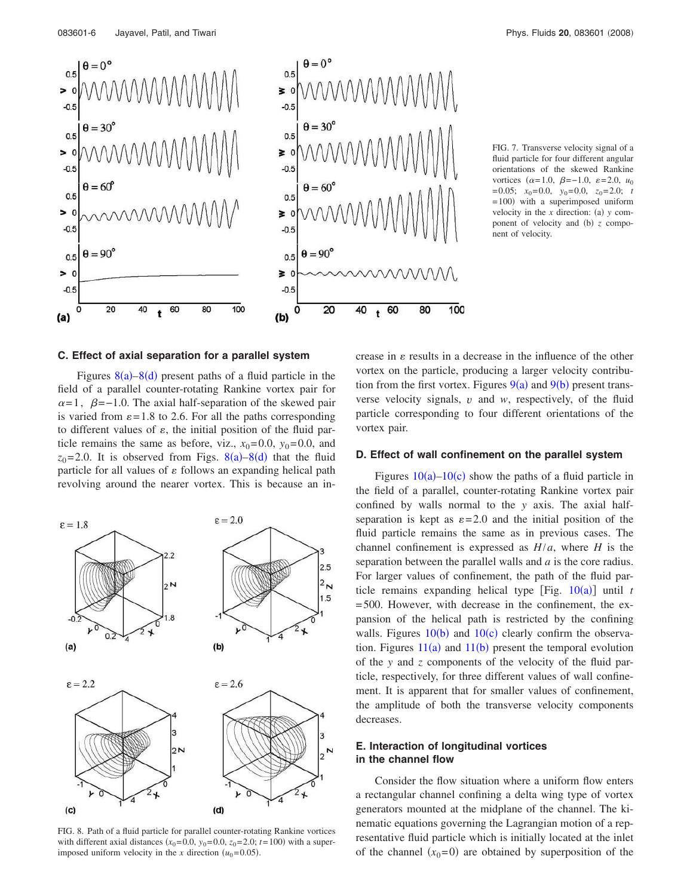FIG. 7. Transverse velocity signal of a fluid particle for four different angular orientations of the skewed Rankine vortices ($\alpha=1.0$, $\beta=-1.0$, $\varepsilon=2.0$, $u_0=0.05$; $x_0=0.0$, $y_0=0.0$, $z_0=2.0$; $t=100$) with a superimposed uniform velocity in the $x$ direction: (a) $y$ component of velocity and (b) $z$ component of velocity.

### C. Effect of axial separation for a parallel system

Figures 8(a)–8(d) present paths of a fluid particle in the field of a parallel counter-rotating Rankine vortex pair for $\alpha=1$, $\beta=-1.0$. The axial half-separation of the skewed pair is varied from $\varepsilon=1.8$ to 2.6. For all the paths corresponding to different values of $\varepsilon$, the initial position of the fluid particle remains the same as before, viz., $x_0=0.0$, $y_0=0.0$, and $z_0=2.0$. It is observed from Figs. 8(a)–8(d) that the fluid particle for all values of $\varepsilon$ follows an expanding helical path revolving around the nearer vortex. This is because an increase in $\varepsilon$ results in a decrease in the influence of the other vortex on the particle, producing a larger velocity contribution from the first vortex. Figures 9(a) and 9(b) present transverse velocity signals, $v$ and $w$, respectively, of the fluid particle corresponding to four different orientations of the vortex pair.

FIG. 8. Path of a fluid particle for parallel counter-rotating Rankine vortices with different axial distances ($x_0=0.0$, $y_0=0.0$, $z_0=2.0$; $t=100$) with a superimposed uniform velocity in the $x$ direction ($u_0=0.05$).

### D. Effect of wall confinement on the parallel system

Figures 10(a)–10(c) show the paths of a fluid particle in the field of a parallel, counter-rotating Rankine vortex pair confined by walls normal to the $y$ axis. The axial half-separation is kept as $\varepsilon=2.0$ and the initial position of the fluid particle remains the same as in previous cases. The channel confinement is expressed as $H/a$, where $H$ is the separation between the parallel walls and $a$ is the core radius. For larger values of confinement, the path of the fluid particle remains expanding helical type [Fig. 10(a)] until $t=500$. However, with decrease in the confinement, the expansion of the helical path is restricted by the confining walls. Figures 10(b) and 10(c) clearly confirm the observation. Figures 11(a) and 11(b) present the temporal evolution of the $y$ and $z$ components of the velocity of the fluid particle, respectively, for three different values of wall confinement. It is apparent that for smaller values of confinement, the amplitude of both the transverse velocity components decreases.

### E. Interaction of longitudinal vortices in the channel flow

Consider the flow situation where a uniform flow enters a rectangular channel confining a delta wing type of vortex generators mounted at the midplane of the channel. The kinematic equations governing the Lagrangian motion of a representative fluid particle which is initially located at the inlet of the channel ($x_0=0$) are obtained by superposition of the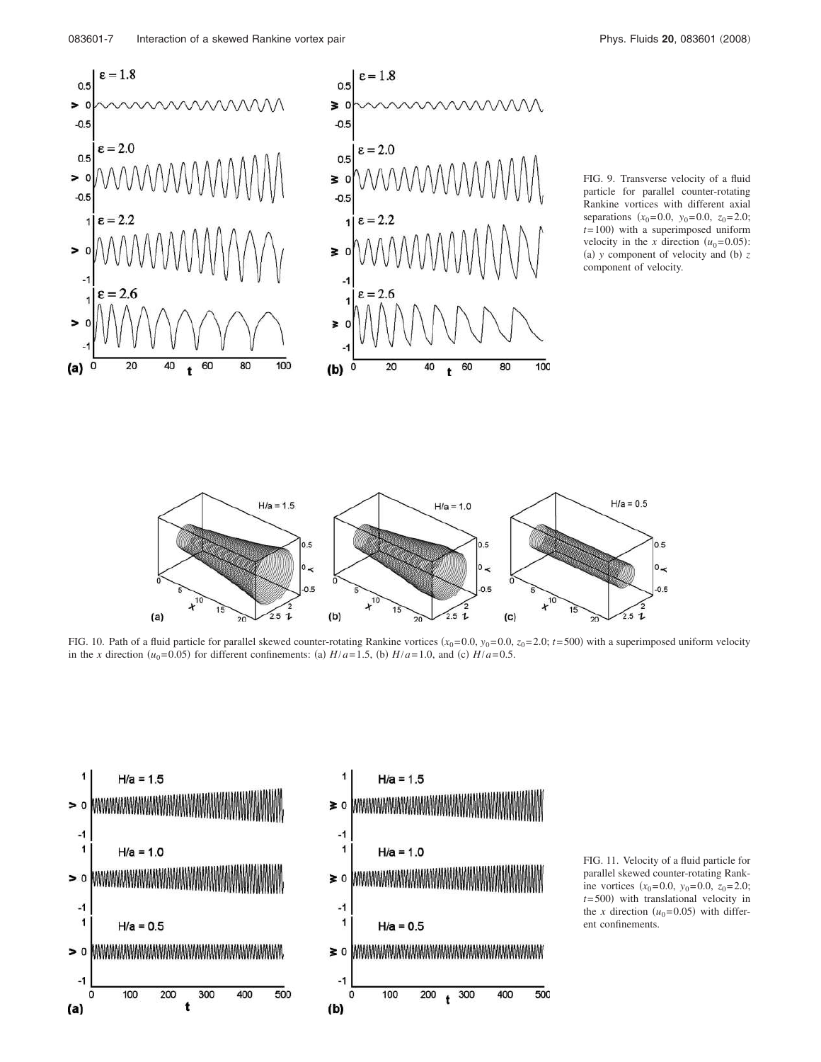FIG. 9. Transverse velocity of a fluid particle for parallel counter-rotating Rankine vortices with different axial separations ($x_0=0.0$, $y_0=0.0$, $z_0=2.0$; $t=100$) with a superimposed uniform velocity in the $x$ direction ($u_0=0.05$): (a) $y$ component of velocity and (b) $z$ component of velocity.

FIG. 10. Path of a fluid particle for parallel skewed counter-rotating Rankine vortices ($x_0=0.0$, $y_0=0.0$, $z_0=2.0$; $t=500$) with a superimposed uniform velocity in the $x$ direction ($u_0=0.05$) for different confinements: (a) $H/a=1.5$, (b) $H/a=1.0$, and (c) $H/a=0.5$.

FIG. 11. Velocity of a fluid particle for parallel skewed counter-rotating Rankine vortices ($x_0=0.0$, $y_0=0.0$, $z_0=2.0$; $t=500$) with translational velocity in the $x$ direction ($u_0=0.05$) with different confinements.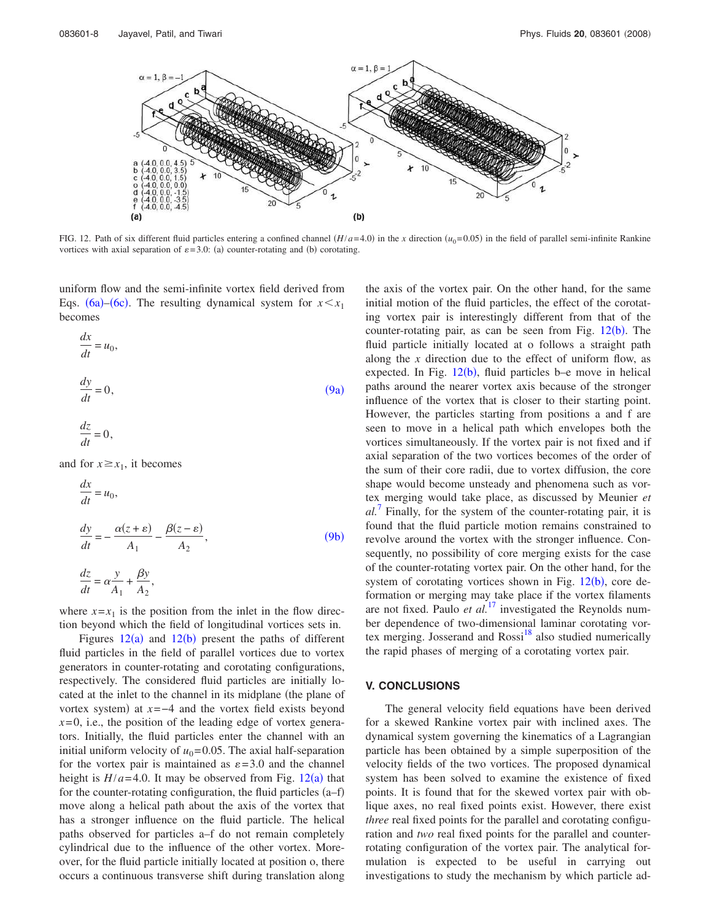FIG. 12. Path of six different fluid particles entering a confined channel ($H/a=4.0$) in the $x$ direction ($u_0=0.05$) in the field of parallel semi-infinite Rankine vortices with axial separation of $\varepsilon=3.0$: (a) counter-rotating and (b) corotating.

uniform flow and the semi-infinite vortex field derived from Eqs. (6a)–(6c). The resulting dynamical system for $x<x_1$ becomes

$$\frac{dx}{dt}=u_0,$$

$$\frac{dy}{dt}=0, \tag{9a}$$

$$\frac{dz}{dt}=0,$$

and for $x\geq x_1$, it becomes

$$\frac{dx}{dt}=u_0,$$

$$\frac{dy}{dt}=-\frac{\alpha(z+\varepsilon)}{A_1}-\frac{\beta(z-\varepsilon)}{A_2}, \tag{9b}$$

$$\frac{dz}{dt}=\alpha\frac{y}{A_1}+\frac{\beta y}{A_2},$$

where $x=x_1$ is the position from the inlet in the flow direction beyond which the field of longitudinal vortices sets in.

Figures 12(a) and 12(b) present the paths of different fluid particles in the field of parallel vortices due to vortex generators in counter-rotating and corotating configurations, respectively. The considered fluid particles are initially located at the inlet to the channel in its midplane (the plane of vortex system) at $x=-4$ and the vortex field exists beyond $x=0$, i.e., the position of the leading edge of vortex generators. Initially, the fluid particles enter the channel with an initial uniform velocity of $u_0=0.05$. The axial half-separation for the vortex pair is maintained as $\varepsilon=3.0$ and the channel height is $H/a=4.0$. It may be observed from Fig. 12(a) that for the counter-rotating configuration, the fluid particles (a–f) move along a helical path about the axis of the vortex that has a stronger influence on the fluid particle. The helical paths observed for particles a–f do not remain completely cylindrical due to the influence of the other vortex. Moreover, for the fluid particle initially located at position o, there occurs a continuous transverse shift during translation along the axis of the vortex pair. On the other hand, for the same initial motion of the fluid particles, the effect of the corotating vortex pair is interestingly different from that of the counter-rotating pair, as can be seen from Fig. 12(b). The fluid particle initially located at o follows a straight path along the $x$ direction due to the effect of uniform flow, as expected. In Fig. 12(b), fluid particles b–e move in helical paths around the nearer vortex axis because of the stronger influence of the vortex that is closer to their starting point. However, the particles starting from positions a and f are seen to move in a helical path which envelopes both the vortices simultaneously. If the vortex pair is not fixed and if axial separation of the two vortices becomes of the order of the sum of their core radii, due to vortex diffusion, the core shape would become unsteady and phenomena such as vortex merging would take place, as discussed by Meunier *et al.*[7] Finally, for the system of the counter-rotating pair, it is found that the fluid particle motion remains constrained to revolve around the vortex with the stronger influence. Consequently, no possibility of core merging exists for the case of the counter-rotating vortex pair. On the other hand, for the system of corotating vortices shown in Fig. 12(b), core deformation or merging may take place if the vortex filaments are not fixed. Paulo *et al.*[17] investigated the Reynolds number dependence of two-dimensional laminar corotating vortex merging. Josserand and Rossi[18] also studied numerically the rapid phases of merging of a corotating vortex pair.

## V. CONCLUSIONS

The general velocity field equations have been derived for a skewed Rankine vortex pair with inclined axes. The dynamical system governing the kinematics of a Lagrangian particle has been obtained by a simple superposition of the velocity fields of the two vortices. The proposed dynamical system has been solved to examine the existence of fixed points. It is found that for the skewed vortex pair with oblique axes, no real fixed points exist. However, there exist *three* real fixed points for the parallel and corotating configuration and *two* real fixed points for the parallel and counter-rotating configuration of the vortex pair. The analytical formulation is expected to be useful in carrying out investigations to study the mechanism by which particle ad-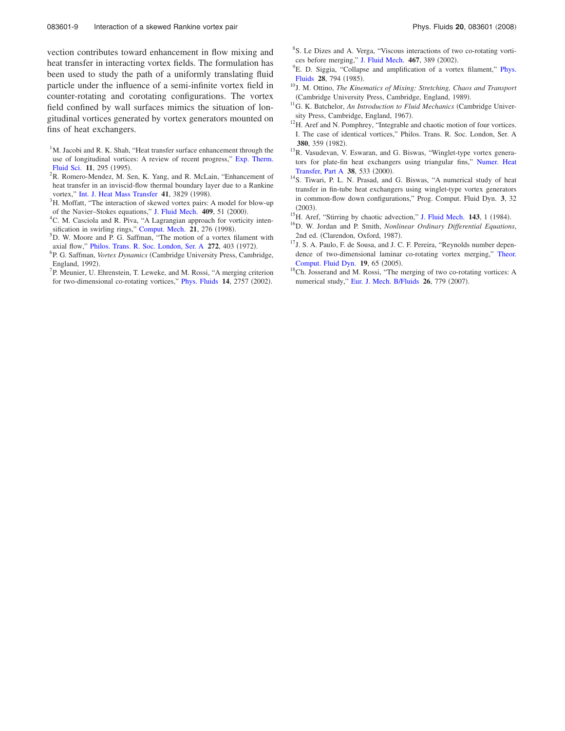vection contributes toward enhancement in flow mixing and heat transfer in interacting vortex fields. The formulation has been used to study the path of a uniformly translating fluid particle under the influence of a semi-infinite vortex field in counter-rotating and corotating configurations. The vortex field confined by wall surfaces mimics the situation of longitudinal vortices generated by vortex generators mounted on fins of heat exchangers.

[1] M. Jacobi and R. K. Shah, "Heat transfer surface enhancement through the use of longitudinal vortices: A review of recent progress," Exp. Therm. Fluid Sci. **11**, 295 (1995).

[2] R. Romero-Mendez, M. Sen, K. Yang, and R. McLain, "Enhancement of heat transfer in an inviscid-flow thermal boundary layer due to a Rankine vortex," Int. J. Heat Mass Transfer **41**, 3829 (1998).

[3] H. Moffatt, "The interaction of skewed vortex pairs: A model for blow-up of the Navier–Stokes equations," J. Fluid Mech. **409**, 51 (2000).

[4] C. M. Casciola and R. Piva, "A Lagrangian approach for vorticity intensification in swirling rings," Comput. Mech. **21**, 276 (1998).

[5] D. W. Moore and P. G. Saffman, "The motion of a vortex filament with axial flow," Philos. Trans. R. Soc. London, Ser. A **272**, 403 (1972).

[6] P. G. Saffman, *Vortex Dynamics* (Cambridge University Press, Cambridge, England, 1992).

[7] P. Meunier, U. Ehrenstein, T. Leweke, and M. Rossi, "A merging criterion for two-dimensional co-rotating vortices," Phys. Fluids **14**, 2757 (2002).

[8] S. Le Dizes and A. Verga, "Viscous interactions of two co-rotating vortices before merging," J. Fluid Mech. **467**, 389 (2002).

[9] E. D. Siggia, "Collapse and amplification of a vortex filament," Phys. Fluids **28**, 794 (1985).

[10] J. M. Ottino, *The Kinematics of Mixing: Stretching, Chaos and Transport* (Cambridge University Press, Cambridge, England, 1989).

[11] G. K. Batchelor, *An Introduction to Fluid Mechanics* (Cambridge University Press, Cambridge, England, 1967).

[12] H. Aref and N. Pomphrey, "Integrable and chaotic motion of four vortices. I. The case of identical vortices," Philos. Trans. R. Soc. London, Ser. A **380**, 359 (1982).

[13] R. Vasudevan, V. Eswaran, and G. Biswas, "Winglet-type vortex generators for plate-fin heat exchangers using triangular fins," Numer. Heat Transfer, Part A **38**, 533 (2000).

[14] S. Tiwari, P. L. N. Prasad, and G. Biswas, "A numerical study of heat transfer in fin-tube heat exchangers using winglet-type vortex generators in common-flow down configurations," Prog. Comput. Fluid Dyn. **3**, 32 (2003).

[15] H. Aref, "Stirring by chaotic advection," J. Fluid Mech. **143**, 1 (1984).

[16] D. W. Jordan and P. Smith, *Nonlinear Ordinary Differential Equations*, 2nd ed. (Clarendon, Oxford, 1987).

[17] J. S. A. Paulo, F. de Sousa, and J. C. F. Pereira, "Reynolds number dependence of two-dimensional laminar co-rotating vortex merging," Theor. Comput. Fluid Dyn. **19**, 65 (2005).

[18] Ch. Josserand and M. Rossi, "The merging of two co-rotating vortices: A numerical study," Eur. J. Mech. B/Fluids **26**, 779 (2007).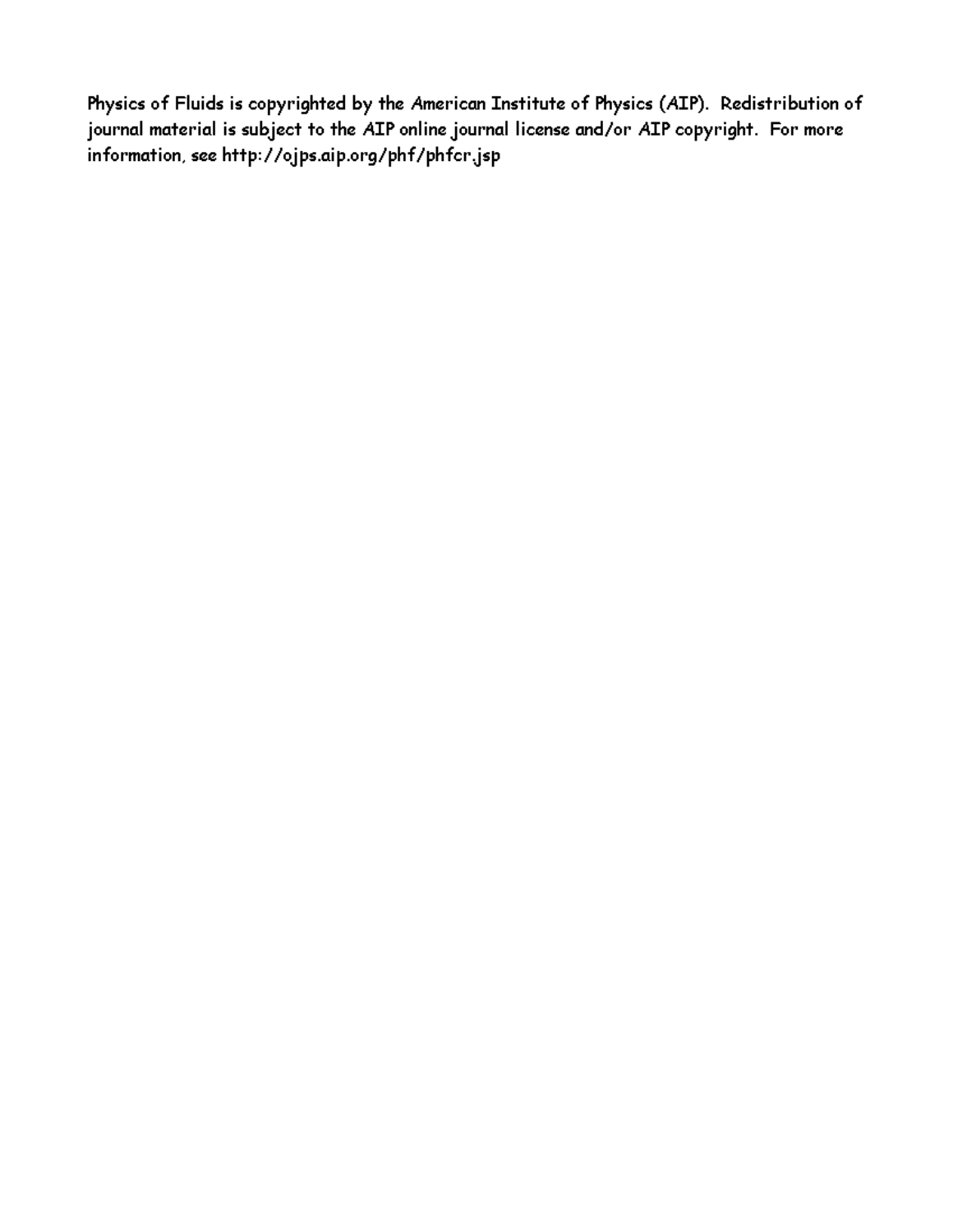Physics of Fluids is copyrighted by the American Institute of Physics (AIP). Redistribution of journal material is subject to the AIP online journal license and/or AIP copyright. For more information, see http://ojps.aip.org/phf/phfcr.jsp